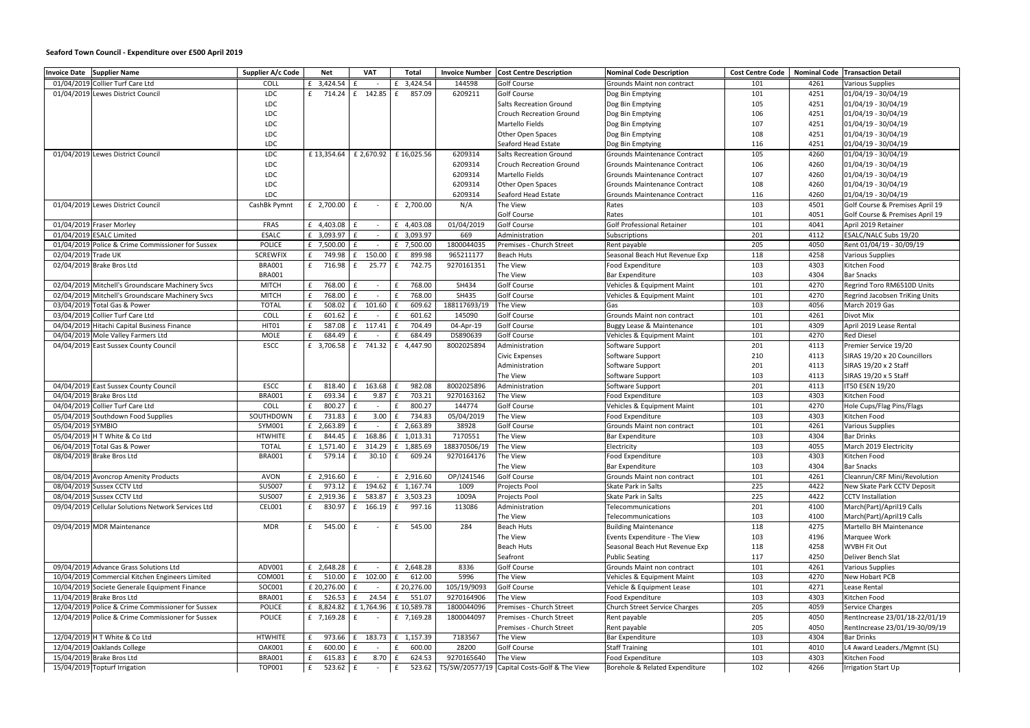**Seaford Town Council - Expenditure over £500 April 2019**

| Invoice Date | Supplier Name | Supplier A/c Code | Net | VAT | Total | Invoice Number | Cost Centre Description | Nominal Code Description | Cost Centre Code | Nominal Code | Transaction Detail |
|---|---|---|---|---|---|---|---|---|---|---|---|
| 01/04/2019 | Collier Turf Care Ltd | COLL | £ 3,424.54 | £ - | £ 3,424.54 | 144598 | Golf Course | Grounds Maint non contract | 101 | 4261 | Various Supplies |
| 01/04/2019 | Lewes District Council | LDC | £ 714.24 | £ 142.85 | £ 857.09 | 6209211 | Golf Course | Dog Bin Emptying | 101 | 4251 | 01/04/19 - 30/04/19 |
| | | LDC | | | | | Salts Recreation Ground | Dog Bin Emptying | 105 | 4251 | 01/04/19 - 30/04/19 |
| | | LDC | | | | | Crouch Recreation Ground | Dog Bin Emptying | 106 | 4251 | 01/04/19 - 30/04/19 |
| | | LDC | | | | | Martello Fields | Dog Bin Emptying | 107 | 4251 | 01/04/19 - 30/04/19 |
| | | LDC | | | | | Other Open Spaces | Dog Bin Emptying | 108 | 4251 | 01/04/19 - 30/04/19 |
| | | LDC | | | | | Seaford Head Estate | Dog Bin Emptying | 116 | 4251 | 01/04/19 - 30/04/19 |
| 01/04/2019 | Lewes District Council | LDC | £ 13,354.64 | £ 2,670.92 | £ 16,025.56 | 6209314 | Salts Recreation Ground | Grounds Maintenance Contract | 105 | 4260 | 01/04/19 - 30/04/19 |
| | | LDC | | | | 6209314 | Crouch Recreation Ground | Grounds Maintenance Contract | 106 | 4260 | 01/04/19 - 30/04/19 |
| | | LDC | | | | 6209314 | Martello Fields | Grounds Maintenance Contract | 107 | 4260 | 01/04/19 - 30/04/19 |
| | | LDC | | | | 6209314 | Other Open Spaces | Grounds Maintenance Contract | 108 | 4260 | 01/04/19 - 30/04/19 |
| | | LDC | | | | 6209314 | Seaford Head Estate | Grounds Maintenance Contract | 116 | 4260 | 01/04/19 - 30/04/19 |
| 01/04/2019 | Lewes District Council | CashBk Pymnt | £ 2,700.00 | £ - | £ 2,700.00 | N/A | The View | Rates | 103 | 4501 | Golf Course & Premises April 19 |
| | | | | | | | Golf Course | Rates | 101 | 4051 | Golf Course & Premises April 19 |
| 01/04/2019 | Fraser Morley | FRAS | £ 4,403.08 | £ - | £ 4,403.08 | 01/04/2019 | Golf Course | Golf Professional Retainer | 101 | 4041 | April 2019 Retainer |
| 01/04/2019 | ESALC Limited | ESALC | £ 3,093.97 | £ - | £ 3,093.97 | 669 | Administration | Subscriptions | 201 | 4112 | ESALC/NALC Subs 19/20 |
| 01/04/2019 | Police & Crime Commissioner for Sussex | POLICE | £ 7,500.00 | £ - | £ 7,500.00 | 1800044035 | Premises - Church Street | Rent payable | 205 | 4050 | Rent 01/04/19 - 30/09/19 |
| 02/04/2019 | Trade UK | SCREWFIX | £ 749.98 | £ 150.00 | £ 899.98 | 965211177 | Beach Huts | Seasonal Beach Hut Revenue Exp | 118 | 4258 | Various Supplies |
| 02/04/2019 | Brake Bros Ltd | BRA001 | £ 716.98 | £ 25.77 | £ 742.75 | 9270161351 | The View | Food Expenditure | 103 | 4303 | Kitchen Food |
| | | BRA001 | | | | | The View | Bar Expenditure | 103 | 4304 | Bar Snacks |
| 02/04/2019 | Mitchell's Groundscare Machinery Svcs | MITCH | £ 768.00 | £ - | £ 768.00 | SH434 | Golf Course | Vehicles & Equipment Maint | 101 | 4270 | Regrind Toro RM6510D Units |
| 02/04/2019 | Mitchell's Groundscare Machinery Svcs | MITCH | £ 768.00 | £ - | £ 768.00 | SH435 | Golf Course | Vehicles & Equipment Maint | 101 | 4270 | Regrind Jacobsen TriKing Units |
| 03/04/2019 | Total Gas & Power | TOTAL | £ 508.02 | £ 101.60 | £ 609.62 | 188117693/19 | The View | Gas | 103 | 4056 | March 2019 Gas |
| 03/04/2019 | Collier Turf Care Ltd | COLL | £ 601.62 | £ - | £ 601.62 | 145090 | Golf Course | Grounds Maint non contract | 101 | 4261 | Divot Mix |
| 04/04/2019 | Hitachi Capital Business Finance | HIT01 | £ 587.08 | £ 117.41 | £ 704.49 | 04-Apr-19 | Golf Course | Buggy Lease & Maintenance | 101 | 4309 | April 2019 Lease Rental |
| 04/04/2019 | Mole Valley Farmers Ltd | MOLE | £ 684.49 | £ - | £ 684.49 | DS890639 | Golf Course | Vehicles & Equipment Maint | 101 | 4270 | Red Diesel |
| 04/04/2019 | East Sussex County Council | ESCC | £ 3,706.58 | £ 741.32 | £ 4,447.90 | 8002025894 | Administration | Software Support | 201 | 4113 | Premier Service 19/20 |
| | | | | | | | Civic Expenses | Software Support | 210 | 4113 | SIRAS 19/20 x 20 Councillors |
| | | | | | | | Administration | Software Support | 201 | 4113 | SIRAS 19/20 x 2 Staff |
| | | | | | | | The View | Software Support | 103 | 4113 | SIRAS 19/20 x 5 Staff |
| 04/04/2019 | East Sussex County Council | ESCC | £ 818.40 | £ 163.68 | £ 982.08 | 8002025896 | Administration | Software Support | 201 | 4113 | IT50 ESEN 19/20 |
| 04/04/2019 | Brake Bros Ltd | BRA001 | £ 693.34 | £ 9.87 | £ 703.21 | 9270163162 | The View | Food Expenditure | 103 | 4303 | Kitchen Food |
| 04/04/2019 | Collier Turf Care Ltd | COLL | £ 800.27 | £ - | £ 800.27 | 144774 | Golf Course | Vehicles & Equipment Maint | 101 | 4270 | Hole Cups/Flag Pins/Flags |
| 05/04/2019 | Southdown Food Supplies | SOUTHDOWN | £ 731.83 | £ 3.00 | £ 734.83 | 05/04/2019 | The View | Food Expenditure | 103 | 4303 | Kitchen Food |
| 05/04/2019 | SYMBIO | SYM001 | £ 2,663.89 | £ - | £ 2,663.89 | 38928 | Golf Course | Grounds Maint non contract | 101 | 4261 | Various Supplies |
| 05/04/2019 | H T White & Co Ltd | HTWHITE | £ 844.45 | £ 168.86 | £ 1,013.31 | 7170551 | The View | Bar Expenditure | 103 | 4304 | Bar Drinks |
| 06/04/2019 | Total Gas & Power | TOTAL | £ 1,571.40 | £ 314.29 | £ 1,885.69 | 188370506/19 | The View | Electricity | 103 | 4055 | March 2019 Electricity |
| 08/04/2019 | Brake Bros Ltd | BRA001 | £ 579.14 | £ 30.10 | £ 609.24 | 9270164176 | The View | Food Expenditure | 103 | 4303 | Kitchen Food |
| | | | | | | | The View | Bar Expenditure | 103 | 4304 | Bar Snacks |
| 08/04/2019 | Avoncrop Amenity Products | AVON | £ 2,916.60 | £ - | £ 2,916.60 | OP/I241546 | Golf Course | Grounds Maint non contract | 101 | 4261 | Cleanrun/CRF Mini/Revolution |
| 08/04/2019 | Sussex CCTV Ltd | SUS007 | £ 973.12 | £ 194.62 | £ 1,167.74 | 1009 | Projects Pool | Skate Park in Salts | 225 | 4422 | New Skate Park CCTV Deposit |
| 08/04/2019 | Sussex CCTV Ltd | SUS007 | £ 2,919.36 | £ 583.87 | £ 3,503.23 | 1009A | Projects Pool | Skate Park in Salts | 225 | 4422 | CCTV Installation |
| 09/04/2019 | Cellular Solutions Network Services Ltd | CEL001 | £ 830.97 | £ 166.19 | £ 997.16 | 113086 | Administration | Telecommunications | 201 | 4100 | March(Part)/April19 Calls |
| | | | | | | | The View | Telecommunications | 103 | 4100 | March(Part)/April19 Calls |
| 09/04/2019 | MDR Maintenance | MDR | £ 545.00 | £ - | £ 545.00 | 284 | Beach Huts | Building Maintenance | 118 | 4275 | Martello BH Maintenance |
| | | | | | | | The View | Events Expenditure - The View | 103 | 4196 | Marquee Work |
| | | | | | | | Beach Huts | Seasonal Beach Hut Revenue Exp | 118 | 4258 | WVBH Fit Out |
| | | | | | | | Seafront | Public Seating | 117 | 4250 | Deliver Bench Slat |
| 09/04/2019 | Advance Grass Solutions Ltd | ADV001 | £ 2,648.28 | £ - | £ 2,648.28 | 8336 | Golf Course | Grounds Maint non contract | 101 | 4261 | Various Supplies |
| 10/04/2019 | Commercial Kitchen Engineers Limited | COM001 | £ 510.00 | £ 102.00 | £ 612.00 | 5996 | The View | Vehicles & Equipment Maint | 103 | 4270 | New Hobart PCB |
| 10/04/2019 | Societe Generale Equipment Finance | SOC001 | £ 20,276.00 | £ - | £ 20,276.00 | 105/19/9093 | Golf Course | Vehicle & Equipment Lease | 101 | 4271 | Lease Rental |
| 11/04/2019 | Brake Bros Ltd | BRA001 | £ 526.53 | £ 24.54 | £ 551.07 | 9270164906 | The View | Food Expenditure | 103 | 4303 | Kitchen Food |
| 12/04/2019 | Police & Crime Commissioner for Sussex | POLICE | £ 8,824.82 | £ 1,764.96 | £ 10,589.78 | 1800044096 | Premises - Church Street | Church Street Service Charges | 205 | 4059 | Service Charges |
| 12/04/2019 | Police & Crime Commissioner for Sussex | POLICE | £ 7,169.28 | £ - | £ 7,169.28 | 1800044097 | Premises - Church Street | Rent payable | 205 | 4050 | RentIncrease 23/01/18-22/01/19 |
| | | | | | | | Premises - Church Street | Rent payable | 205 | 4050 | RentIncrease 23/01/19-30/09/19 |
| 12/04/2019 | H T White & Co Ltd | HTWHITE | £ 973.66 | £ 183.73 | £ 1,157.39 | 7183567 | The View | Bar Expenditure | 103 | 4304 | Bar Drinks |
| 12/04/2019 | Oaklands College | OAK001 | £ 600.00 | £ - | £ 600.00 | 28200 | Golf Course | Staff Training | 101 | 4010 | L4 Award Leaders./Mgmnt (SL) |
| 15/04/2019 | Brake Bros Ltd | BRA001 | £ 615.83 | £ 8.70 | £ 624.53 | 9270165640 | The View | Food Expenditure | 103 | 4303 | Kitchen Food |
| 15/04/2019 | Topturf Irrigation | TOP001 | £ 523.62 | £ - | £ 523.62 | TS/SW/20577/19 | Capital Costs-Golf & The View | Borehole & Related Expenditure | 102 | 4266 | Irrigation Start Up |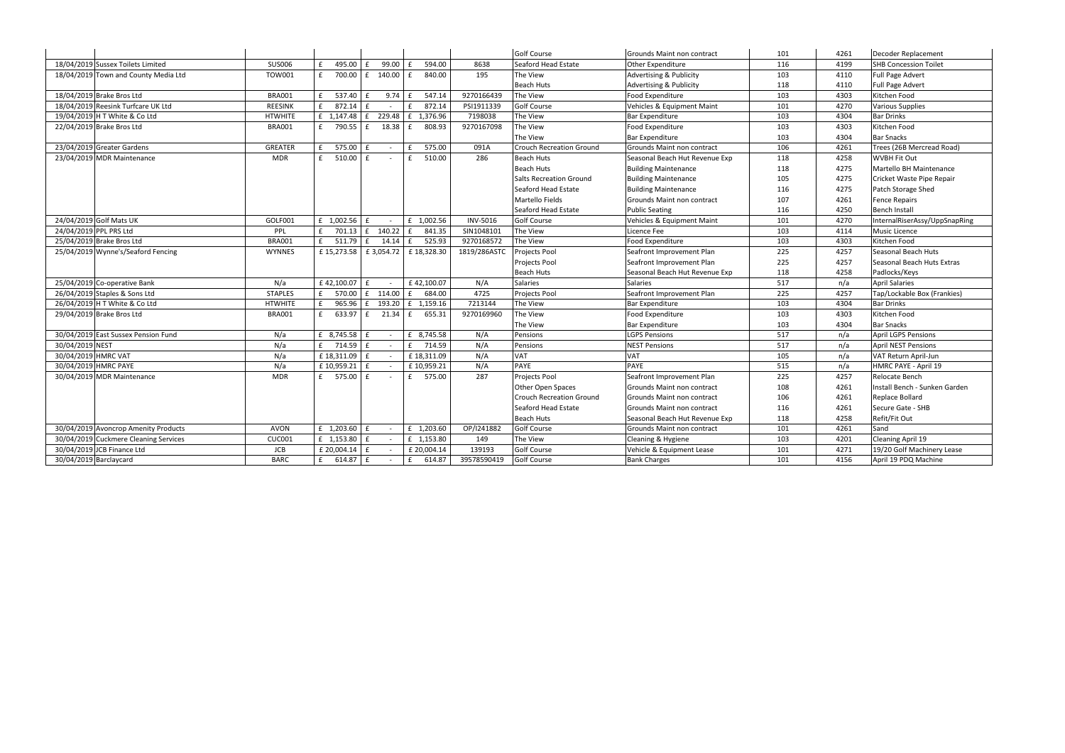| | | | | | | | | | | | |
|---|---|---|---|---|---|---|---|---|---|---|---|
| | | | | | | | Golf Course | Grounds Maint non contract | 101 | 4261 | Decoder Replacement |
| 18/04/2019 | Sussex Toilets Limited | SUS006 | £ 495.00 | £ 99.00 | £ 594.00 | 8638 | Seaford Head Estate | Other Expenditure | 116 | 4199 | SHB Concession Toilet |
| 18/04/2019 | Town and County Media Ltd | TOW001 | £ 700.00 | £ 140.00 | £ 840.00 | 195 | The View | Advertising & Publicity | 103 | 4110 | Full Page Advert |
| | | | | | | | Beach Huts | Advertising & Publicity | 118 | 4110 | Full Page Advert |
| 18/04/2019 | Brake Bros Ltd | BRA001 | £ 537.40 | £ 9.74 | £ 547.14 | 9270166439 | The View | Food Expenditure | 103 | 4303 | Kitchen Food |
| 18/04/2019 | Reesink Turfcare UK Ltd | REESINK | £ 872.14 | £ - | £ 872.14 | PSI1911339 | Golf Course | Vehicles & Equipment Maint | 101 | 4270 | Various Supplies |
| 19/04/2019 | H T White & Co Ltd | HTWHITE | £ 1,147.48 | £ 229.48 | £ 1,376.96 | 7198038 | The View | Bar Expenditure | 103 | 4304 | Bar Drinks |
| 22/04/2019 | Brake Bros Ltd | BRA001 | £ 790.55 | £ 18.38 | £ 808.93 | 9270167098 | The View | Food Expenditure | 103 | 4303 | Kitchen Food |
| | | | | | | | The View | Bar Expenditure | 103 | 4304 | Bar Snacks |
| 23/04/2019 | Greater Gardens | GREATER | £ 575.00 | £ - | £ 575.00 | 091A | Crouch Recreation Ground | Grounds Maint non contract | 106 | 4261 | Trees (26B Mercread Road) |
| 23/04/2019 | MDR Maintenance | MDR | £ 510.00 | £ - | £ 510.00 | 286 | Beach Huts | Seasonal Beach Hut Revenue Exp | 118 | 4258 | WVBH Fit Out |
| | | | | | | | Beach Huts | Building Maintenance | 118 | 4275 | Martello BH Maintenance |
| | | | | | | | Salts Recreation Ground | Building Maintenance | 105 | 4275 | Cricket Waste Pipe Repair |
| | | | | | | | Seaford Head Estate | Building Maintenance | 116 | 4275 | Patch Storage Shed |
| | | | | | | | Martello Fields | Grounds Maint non contract | 107 | 4261 | Fence Repairs |
| | | | | | | | Seaford Head Estate | Public Seating | 116 | 4250 | Bench Install |
| 24/04/2019 | Golf Mats UK | GOLF001 | £ 1,002.56 | £ - | £ 1,002.56 | INV-5016 | Golf Course | Vehicles & Equipment Maint | 101 | 4270 | InternalRiserAssy/UppSnapRing |
| 24/04/2019 | PPL PRS Ltd | PPL | £ 701.13 | £ 140.22 | £ 841.35 | SIN1048101 | The View | Licence Fee | 103 | 4114 | Music Licence |
| 25/04/2019 | Brake Bros Ltd | BRA001 | £ 511.79 | £ 14.14 | £ 525.93 | 9270168572 | The View | Food Expenditure | 103 | 4303 | Kitchen Food |
| 25/04/2019 | Wynne's/Seaford Fencing | WYNNES | £ 15,273.58 | £ 3,054.72 | £ 18,328.30 | 1819/286ASTC | Projects Pool | Seafront Improvement Plan | 225 | 4257 | Seasonal Beach Huts |
| | | | | | | | Projects Pool | Seafront Improvement Plan | 225 | 4257 | Seasonal Beach Huts Extras |
| | | | | | | | Beach Huts | Seasonal Beach Hut Revenue Exp | 118 | 4258 | Padlocks/Keys |
| 25/04/2019 | Co-operative Bank | N/a | £ 42,100.07 | £ - | £ 42,100.07 | N/A | Salaries | Salaries | 517 | n/a | April Salaries |
| 26/04/2019 | Staples & Sons Ltd | STAPLES | £ 570.00 | £ 114.00 | £ 684.00 | 4725 | Projects Pool | Seafront Improvement Plan | 225 | 4257 | Tap/Lockable Box (Frankies) |
| 26/04/2019 | H T White & Co Ltd | HTWHITE | £ 965.96 | £ 193.20 | £ 1,159.16 | 7213144 | The View | Bar Expenditure | 103 | 4304 | Bar Drinks |
| 29/04/2019 | Brake Bros Ltd | BRA001 | £ 633.97 | £ 21.34 | £ 655.31 | 9270169960 | The View | Food Expenditure | 103 | 4303 | Kitchen Food |
| | | | | | | | The View | Bar Expenditure | 103 | 4304 | Bar Snacks |
| 30/04/2019 | East Sussex Pension Fund | N/a | £ 8,745.58 | £ - | £ 8,745.58 | N/A | Pensions | LGPS Pensions | 517 | n/a | April LGPS Pensions |
| 30/04/2019 | NEST | N/a | £ 714.59 | £ - | £ 714.59 | N/A | Pensions | NEST Pensions | 517 | n/a | April NEST Pensions |
| 30/04/2019 | HMRC VAT | N/a | £ 18,311.09 | £ - | £ 18,311.09 | N/A | VAT | VAT | 105 | n/a | VAT Return April-Jun |
| 30/04/2019 | HMRC PAYE | N/a | £ 10,959.21 | £ - | £ 10,959.21 | N/A | PAYE | PAYE | 515 | n/a | HMRC PAYE - April 19 |
| 30/04/2019 | MDR Maintenance | MDR | £ 575.00 | £ - | £ 575.00 | 287 | Projects Pool | Seafront Improvement Plan | 225 | 4257 | Relocate Bench |
| | | | | | | | Other Open Spaces | Grounds Maint non contract | 108 | 4261 | Install Bench - Sunken Garden |
| | | | | | | | Crouch Recreation Ground | Grounds Maint non contract | 106 | 4261 | Replace Bollard |
| | | | | | | | Seaford Head Estate | Grounds Maint non contract | 116 | 4261 | Secure Gate - SHB |
| | | | | | | | Beach Huts | Seasonal Beach Hut Revenue Exp | 118 | 4258 | Refit/Fit Out |
| 30/04/2019 | Avoncrop Amenity Products | AVON | £ 1,203.60 | £ - | £ 1,203.60 | OP/I241882 | Golf Course | Grounds Maint non contract | 101 | 4261 | Sand |
| 30/04/2019 | Cuckmere Cleaning Services | CUC001 | £ 1,153.80 | £ - | £ 1,153.80 | 149 | The View | Cleaning & Hygiene | 103 | 4201 | Cleaning April 19 |
| 30/04/2019 | JCB Finance Ltd | JCB | £ 20,004.14 | £ - | £ 20,004.14 | 139193 | Golf Course | Vehicle & Equipment Lease | 101 | 4271 | 19/20 Golf Machinery Lease |
| 30/04/2019 | Barclaycard | BARC | £ 614.87 | £ - | £ 614.87 | 39578590419 | Golf Course | Bank Charges | 101 | 4156 | April 19 PDQ Machine |